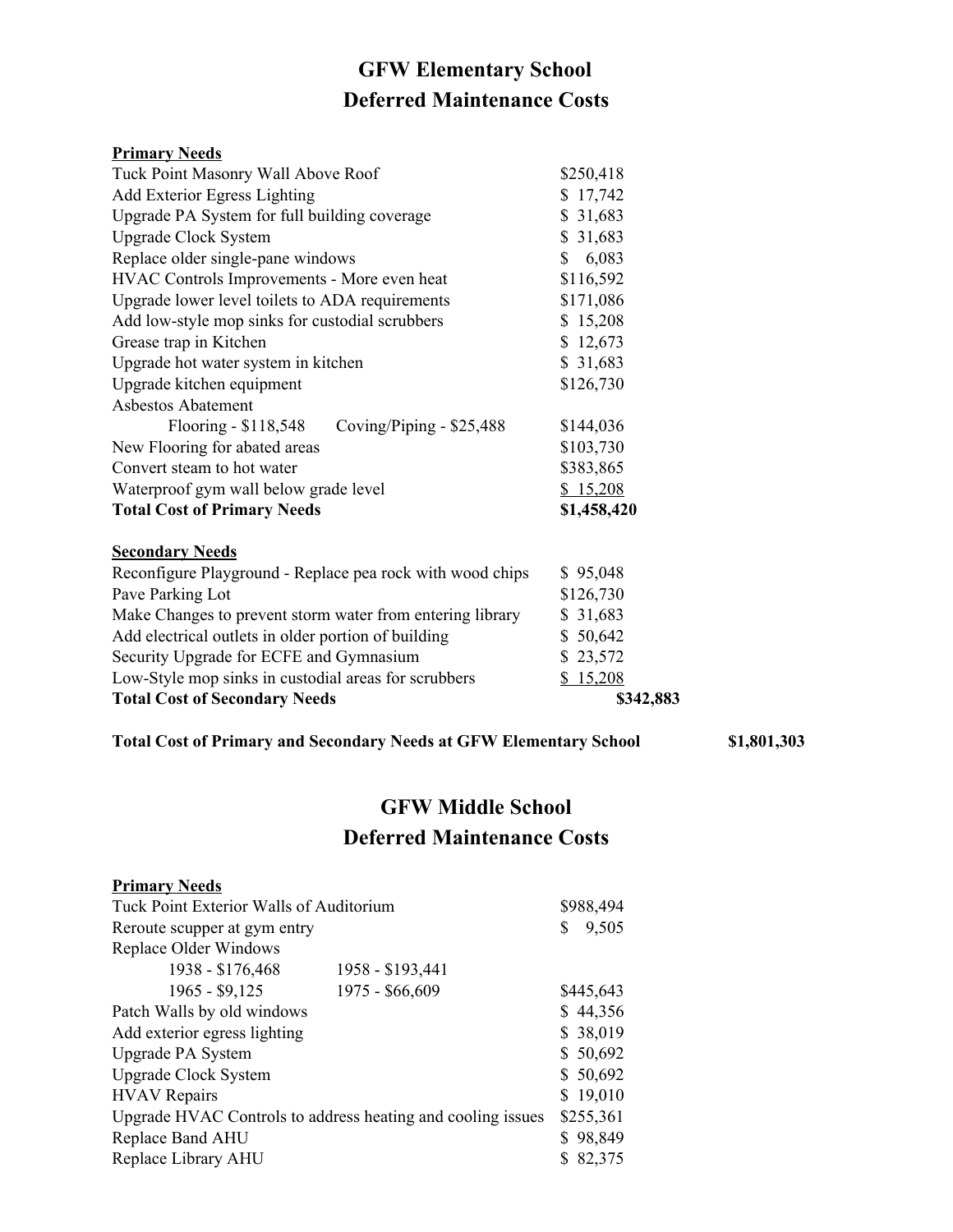# GFW Elementary School
## Deferred Maintenance Costs

**Primary Needs**

| Item | Cost |
|---|---|
| Tuck Point Masonry Wall Above Roof | $250,418 |
| Add Exterior Egress Lighting | $ 17,742 |
| Upgrade PA System for full building coverage | $ 31,683 |
| Upgrade Clock System | $ 31,683 |
| Replace older single-pane windows | $ 6,083 |
| HVAC Controls Improvements - More even heat | $116,592 |
| Upgrade lower level toilets to ADA requirements | $171,086 |
| Add low-style mop sinks for custodial scrubbers | $ 15,208 |
| Grease trap in Kitchen | $ 12,673 |
| Upgrade hot water system in kitchen | $ 31,683 |
| Upgrade kitchen equipment | $126,730 |
| Asbestos Abatement | |
| Flooring - $118,548 Coving/Piping - $25,488 | $144,036 |
| New Flooring for abated areas | $103,730 |
| Convert steam to hot water | $383,865 |
| Waterproof gym wall below grade level | $ 15,208 |
| **Total Cost of Primary Needs** | **$1,458,420** |

**Secondary Needs**

| Item | Cost |
|---|---|
| Reconfigure Playground - Replace pea rock with wood chips | $ 95,048 |
| Pave Parking Lot | $126,730 |
| Make Changes to prevent storm water from entering library | $ 31,683 |
| Add electrical outlets in older portion of building | $ 50,642 |
| Security Upgrade for ECFE and Gymnasium | $ 23,572 |
| Low-Style mop sinks in custodial areas for scrubbers | $ 15,208 |
| **Total Cost of Secondary Needs** | **$342,883** |

**Total Cost of Primary and Secondary Needs at GFW Elementary School** **$1,801,303**

# GFW Middle School
## Deferred Maintenance Costs

**Primary Needs**

| Item | Cost |
|---|---|
| Tuck Point Exterior Walls of Auditorium | $988,494 |
| Reroute scupper at gym entry | $ 9,505 |
| Replace Older Windows | |
| 1938 - $176,468 1958 - $193,441 | |
| 1965 - $9,125 1975 - $66,609 | $445,643 |
| Patch Walls by old windows | $ 44,356 |
| Add exterior egress lighting | $ 38,019 |
| Upgrade PA System | $ 50,692 |
| Upgrade Clock System | $ 50,692 |
| HVAV Repairs | $ 19,010 |
| Upgrade HVAC Controls to address heating and cooling issues | $255,361 |
| Replace Band AHU | $ 98,849 |
| Replace Library AHU | $ 82,375 |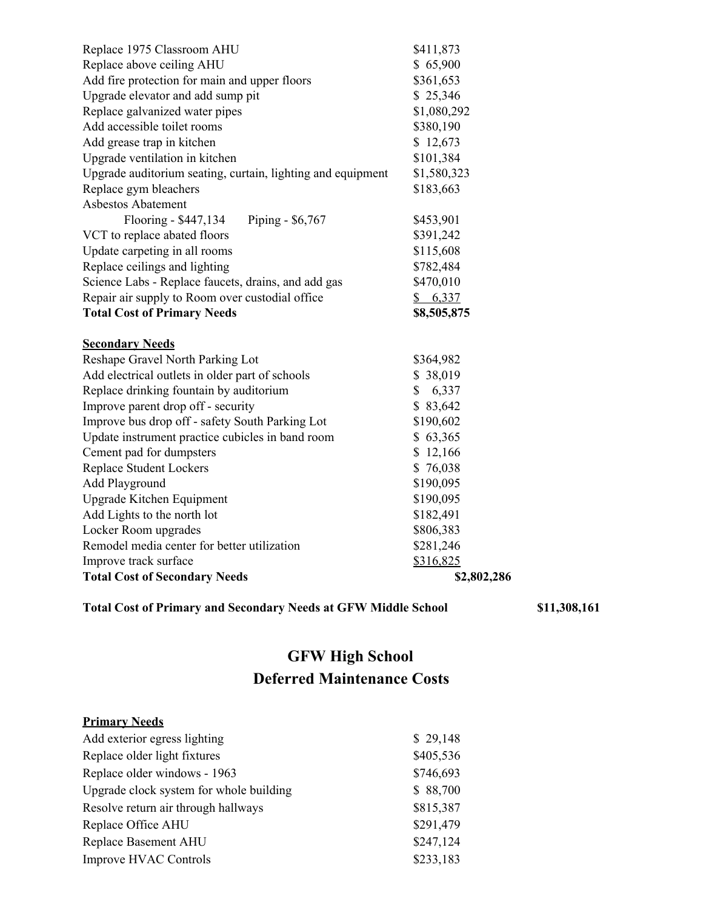| | |
|---|---|
| Replace 1975 Classroom AHU | $411,873 |
| Replace above ceiling AHU | $ 65,900 |
| Add fire protection for main and upper floors | $361,653 |
| Upgrade elevator and add sump pit | $ 25,346 |
| Replace galvanized water pipes | $1,080,292 |
| Add accessible toilet rooms | $380,190 |
| Add grease trap in kitchen | $ 12,673 |
| Upgrade ventilation in kitchen | $101,384 |
| Upgrade auditorium seating, curtain, lighting and equipment | $1,580,323 |
| Replace gym bleachers | $183,663 |
| Asbestos Abatement | |
| Flooring - $447,134 Piping - $6,767 | $453,901 |
| VCT to replace abated floors | $391,242 |
| Update carpeting in all rooms | $115,608 |
| Replace ceilings and lighting | $782,484 |
| Science Labs - Replace faucets, drains, and add gas | $470,010 |
| Repair air supply to Room over custodial office | $ 6,337 |
| **Total Cost of Primary Needs** | **$8,505,875** |

**Secondary Needs**

| | |
|---|---|
| Reshape Gravel North Parking Lot | $364,982 |
| Add electrical outlets in older part of schools | $ 38,019 |
| Replace drinking fountain by auditorium | $ 6,337 |
| Improve parent drop off - security | $ 83,642 |
| Improve bus drop off - safety South Parking Lot | $190,602 |
| Update instrument practice cubicles in band room | $ 63,365 |
| Cement pad for dumpsters | $ 12,166 |
| Replace Student Lockers | $ 76,038 |
| Add Playground | $190,095 |
| Upgrade Kitchen Equipment | $190,095 |
| Add Lights to the north lot | $182,491 |
| Locker Room upgrades | $806,383 |
| Remodel media center for better utilization | $281,246 |
| Improve track surface | $316,825 |
| **Total Cost of Secondary Needs** | **$2,802,286** |

**Total Cost of Primary and Secondary Needs at GFW Middle School $11,308,161**

# GFW High School
# Deferred Maintenance Costs

**Primary Needs**

| | |
|---|---|
| Add exterior egress lighting | $ 29,148 |
| Replace older light fixtures | $405,536 |
| Replace older windows - 1963 | $746,693 |
| Upgrade clock system for whole building | $ 88,700 |
| Resolve return air through hallways | $815,387 |
| Replace Office AHU | $291,479 |
| Replace Basement AHU | $247,124 |
| Improve HVAC Controls | $233,183 |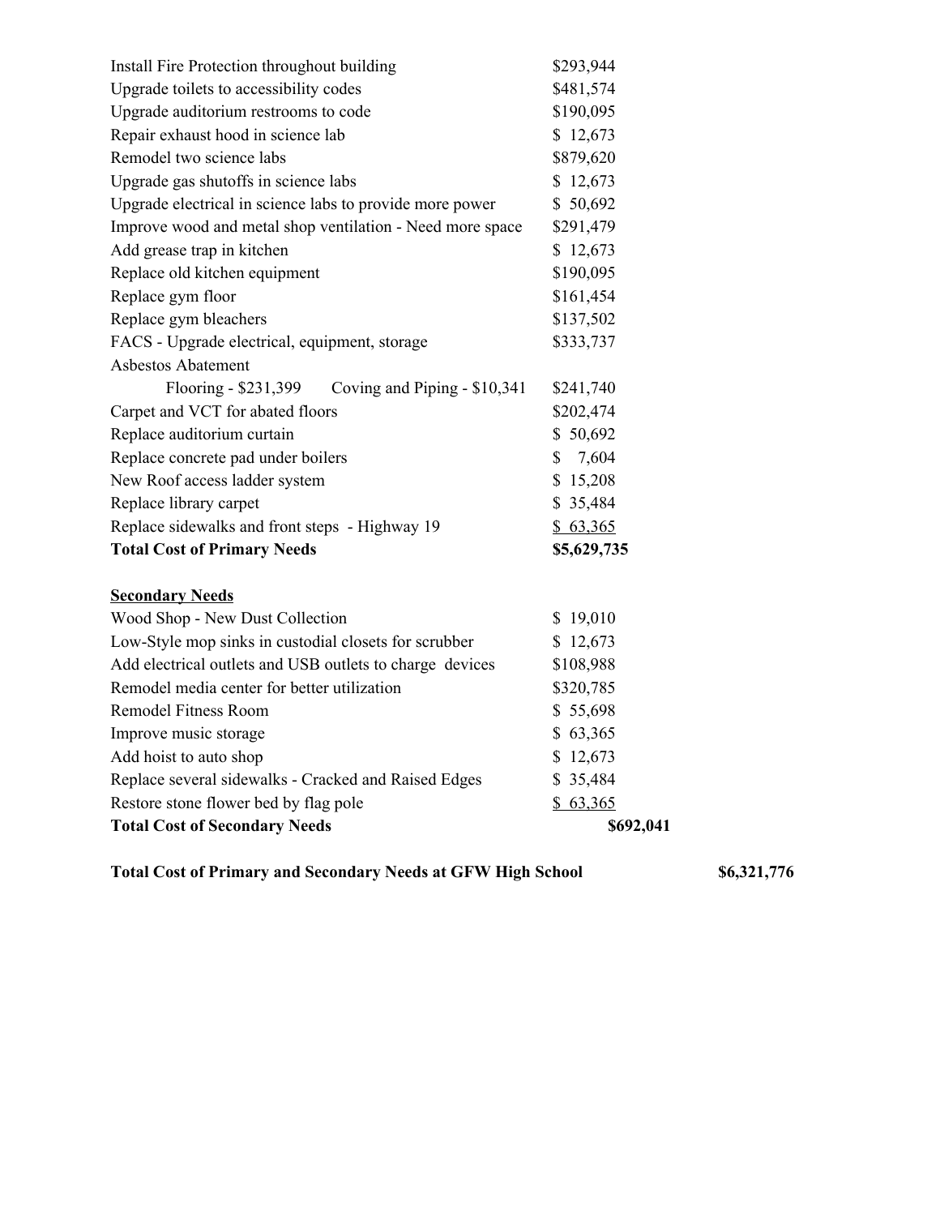| | |
|---|---|
| Install Fire Protection throughout building | $293,944 |
| Upgrade toilets to accessibility codes | $481,574 |
| Upgrade auditorium restrooms to code | $190,095 |
| Repair exhaust hood in science lab | $ 12,673 |
| Remodel two science labs | $879,620 |
| Upgrade gas shutoffs in science labs | $ 12,673 |
| Upgrade electrical in science labs to provide more power | $ 50,692 |
| Improve wood and metal shop ventilation - Need more space | $291,479 |
| Add grease trap in kitchen | $ 12,673 |
| Replace old kitchen equipment | $190,095 |
| Replace gym floor | $161,454 |
| Replace gym bleachers | $137,502 |
| FACS - Upgrade electrical, equipment, storage | $333,737 |
| Asbestos Abatement | |
| Flooring - $231,399 Coving and Piping - $10,341 | $241,740 |
| Carpet and VCT for abated floors | $202,474 |
| Replace auditorium curtain | $ 50,692 |
| Replace concrete pad under boilers | $ 7,604 |
| New Roof access ladder system | $ 15,208 |
| Replace library carpet | $ 35,484 |
| Replace sidewalks and front steps - Highway 19 | $ 63,365 |
| **Total Cost of Primary Needs** | **$5,629,735** |

**Secondary Needs**

| | |
|---|---|
| Wood Shop - New Dust Collection | $ 19,010 |
| Low-Style mop sinks in custodial closets for scrubber | $ 12,673 |
| Add electrical outlets and USB outlets to charge devices | $108,988 |
| Remodel media center for better utilization | $320,785 |
| Remodel Fitness Room | $ 55,698 |
| Improve music storage | $ 63,365 |
| Add hoist to auto shop | $ 12,673 |
| Replace several sidewalks - Cracked and Raised Edges | $ 35,484 |
| Restore stone flower bed by flag pole | $ 63,365 |
| **Total Cost of Secondary Needs** | **$692,041** |

**Total Cost of Primary and Secondary Needs at GFW High School** **$6,321,776**